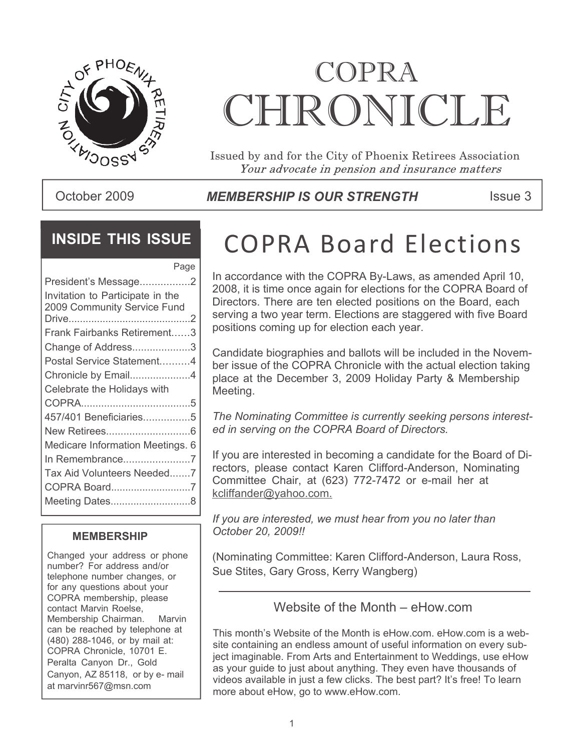# COPRA CHRONICLE

Issued by and for the City of Phoenix Retirees Association
*Your advocate in pension and insurance matters*

October 2009 | **MEMBERSHIP IS OUR STRENGTH** | Issue 3

## INSIDE THIS ISSUE

| | Page |
|---|---|
| President's Message | 2 |
| Invitation to Participate in the 2009 Community Service Fund Drive | 2 |
| Frank Fairbanks Retirement | 3 |
| Change of Address | 3 |
| Postal Service Statement | 4 |
| Chronicle by Email | 4 |
| Celebrate the Holidays with COPRA | 5 |
| 457/401 Beneficiaries | 5 |
| New Retirees | 6 |
| Medicare Information Meetings | 6 |
| In Remembrance | 7 |
| Tax Aid Volunteers Needed | 7 |
| COPRA Board | 7 |
| Meeting Dates | 8 |

### MEMBERSHIP

Changed your address or phone number? For address and/or telephone number changes, or for any questions about your COPRA membership, please contact Marvin Roelse, Membership Chairman. Marvin can be reached by telephone at (480) 288-1046, or by mail at: COPRA Chronicle, 10701 E. Peralta Canyon Dr., Gold Canyon, AZ 85118, or by e- mail at marvinr567@msn.com

# COPRA Board Elections

In accordance with the COPRA By-Laws, as amended April 10, 2008, it is time once again for elections for the COPRA Board of Directors. There are ten elected positions on the Board, each serving a two year term. Elections are staggered with five Board positions coming up for election each year.

Candidate biographies and ballots will be included in the November issue of the COPRA Chronicle with the actual election taking place at the December 3, 2009 Holiday Party & Membership Meeting.

*The Nominating Committee is currently seeking persons interested in serving on the COPRA Board of Directors.*

If you are interested in becoming a candidate for the Board of Directors, please contact Karen Clifford-Anderson, Nominating Committee Chair, at (623) 772-7472 or e-mail her at kcliffander@yahoo.com.

*If you are interested, we must hear from you no later than October 20, 2009!!*

(Nominating Committee: Karen Clifford-Anderson, Laura Ross, Sue Stites, Gary Gross, Kerry Wangberg)

## Website of the Month – eHow.com

This month's Website of the Month is eHow.com. eHow.com is a website containing an endless amount of useful information on every subject imaginable. From Arts and Entertainment to Weddings, use eHow as your guide to just about anything. They even have thousands of videos available in just a few clicks. The best part? It's free! To learn more about eHow, go to www.eHow.com.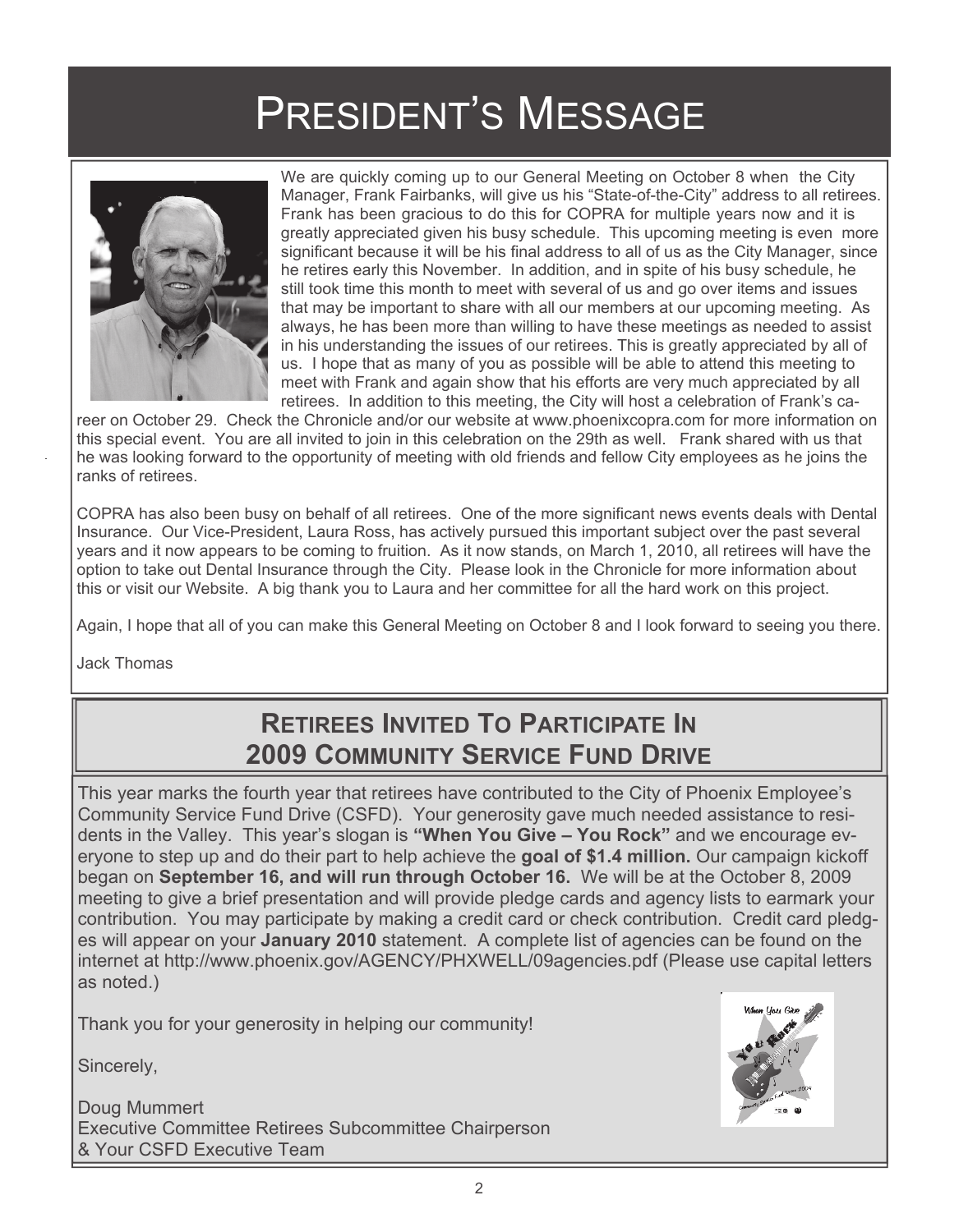# President's Message

We are quickly coming up to our General Meeting on October 8 when the City Manager, Frank Fairbanks, will give us his "State-of-the-City" address to all retirees. Frank has been gracious to do this for COPRA for multiple years now and it is greatly appreciated given his busy schedule. This upcoming meeting is even more significant because it will be his final address to all of us as the City Manager, since he retires early this November. In addition, and in spite of his busy schedule, he still took time this month to meet with several of us and go over items and issues that may be important to share with all our members at our upcoming meeting. As always, he has been more than willing to have these meetings as needed to assist in his understanding the issues of our retirees. This is greatly appreciated by all of us. I hope that as many of you as possible will be able to attend this meeting to meet with Frank and again show that his efforts are very much appreciated by all retirees. In addition to this meeting, the City will host a celebration of Frank's career on October 29. Check the Chronicle and/or our website at www.phoenixcopra.com for more information on this special event. You are all invited to join in this celebration on the 29th as well. Frank shared with us that he was looking forward to the opportunity of meeting with old friends and fellow City employees as he joins the ranks of retirees.

COPRA has also been busy on behalf of all retirees. One of the more significant news events deals with Dental Insurance. Our Vice-President, Laura Ross, has actively pursued this important subject over the past several years and it now appears to be coming to fruition. As it now stands, on March 1, 2010, all retirees will have the option to take out Dental Insurance through the City. Please look in the Chronicle for more information about this or visit our Website. A big thank you to Laura and her committee for all the hard work on this project.

Again, I hope that all of you can make this General Meeting on October 8 and I look forward to seeing you there.

Jack Thomas

## Retirees Invited To Participate In 2009 Community Service Fund Drive

This year marks the fourth year that retirees have contributed to the City of Phoenix Employee's Community Service Fund Drive (CSFD). Your generosity gave much needed assistance to residents in the Valley. This year's slogan is **"When You Give – You Rock"** and we encourage everyone to step up and do their part to help achieve the **goal of $1.4 million.** Our campaign kickoff began on **September 16, and will run through October 16.** We will be at the October 8, 2009 meeting to give a brief presentation and will provide pledge cards and agency lists to earmark your contribution. You may participate by making a credit card or check contribution. Credit card pledges will appear on your **January 2010** statement. A complete list of agencies can be found on the internet at http://www.phoenix.gov/AGENCY/PHXWELL/09agencies.pdf (Please use capital letters as noted.)

Thank you for your generosity in helping our community!

Sincerely,

Doug Mummert
Executive Committee Retirees Subcommittee Chairperson
& Your CSFD Executive Team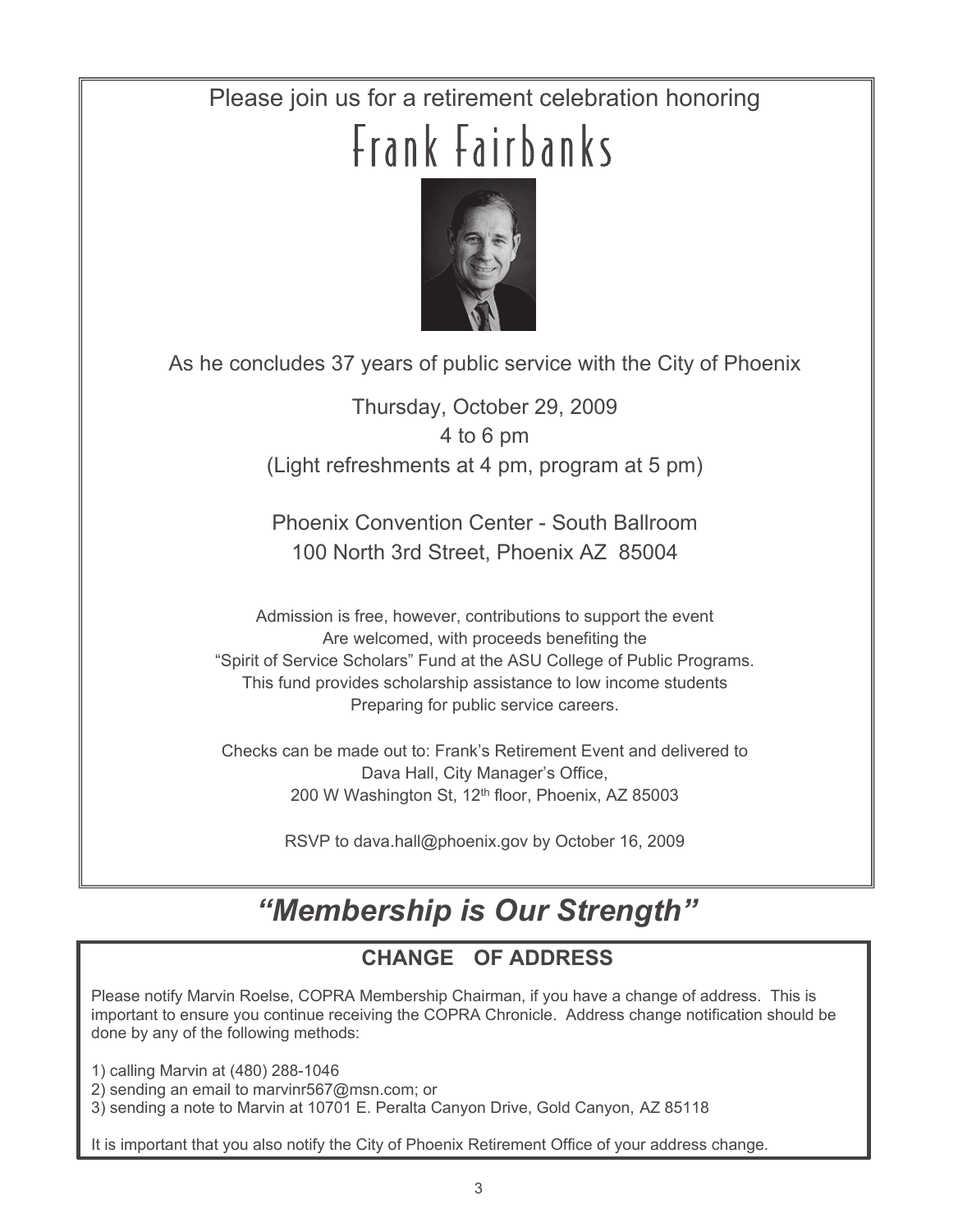Please join us for a retirement celebration honoring

# Frank Fairbanks

As he concludes 37 years of public service with the City of Phoenix

Thursday, October 29, 2009
4 to 6 pm
(Light refreshments at 4 pm, program at 5 pm)

Phoenix Convention Center - South Ballroom
100 North 3rd Street, Phoenix AZ 85004

Admission is free, however, contributions to support the event Are welcomed, with proceeds benefiting the "Spirit of Service Scholars" Fund at the ASU College of Public Programs. This fund provides scholarship assistance to low income students Preparing for public service careers.

Checks can be made out to: Frank's Retirement Event and delivered to Dava Hall, City Manager's Office, 200 W Washington St, 12th floor, Phoenix, AZ 85003

RSVP to dava.hall@phoenix.gov by October 16, 2009

## *"Membership is Our Strength"*

### CHANGE OF ADDRESS

Please notify Marvin Roelse, COPRA Membership Chairman, if you have a change of address. This is important to ensure you continue receiving the COPRA Chronicle. Address change notification should be done by any of the following methods:

1) calling Marvin at (480) 288-1046
2) sending an email to marvinr567@msn.com; or
3) sending a note to Marvin at 10701 E. Peralta Canyon Drive, Gold Canyon, AZ 85118

It is important that you also notify the City of Phoenix Retirement Office of your address change.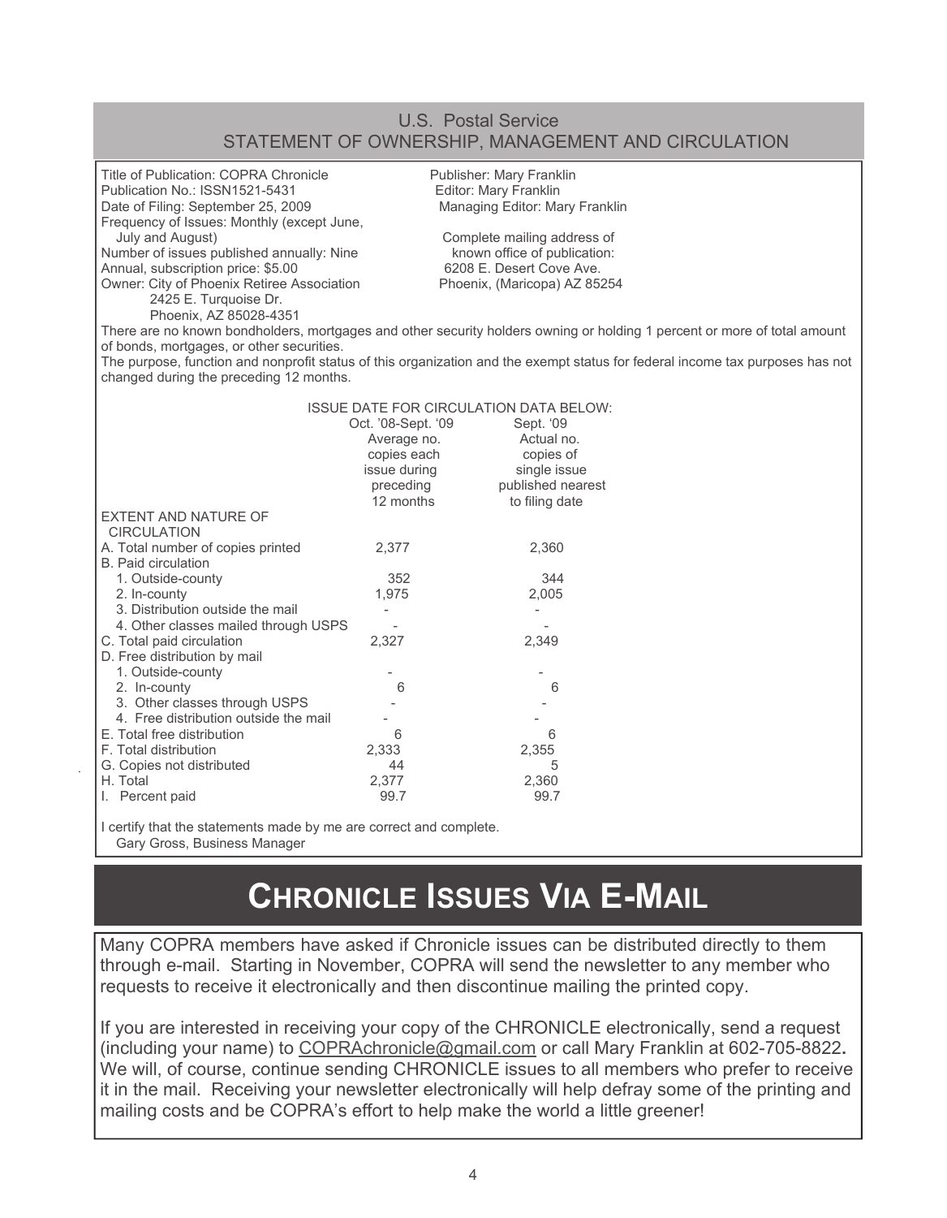## U.S. Postal Service
## STATEMENT OF OWNERSHIP, MANAGEMENT AND CIRCULATION

Title of Publication: COPRA Chronicle
Publication No.: ISSN1521-5431
Date of Filing: September 25, 2009
Frequency of Issues: Monthly (except June, July and August)
Number of issues published annually: Nine
Annual, subscription price: $5.00
Owner: City of Phoenix Retiree Association
2425 E. Turquoise Dr.
Phoenix, AZ 85028-4351

Publisher: Mary Franklin
Editor: Mary Franklin
Managing Editor: Mary Franklin

Complete mailing address of known office of publication:
6208 E. Desert Cove Ave.
Phoenix, (Maricopa) AZ 85254

There are no known bondholders, mortgages and other security holders owning or holding 1 percent or more of total amount of bonds, mortgages, or other securities.

The purpose, function and nonprofit status of this organization and the exempt status for federal income tax purposes has not changed during the preceding 12 months.

| | ISSUE DATE FOR CIRCULATION DATA BELOW: | |
|---|---|---|
| | Oct. '08-Sept. '09 Average no. copies each issue during preceding 12 months | Sept. '09 Actual no. copies of single issue published nearest to filing date |
| EXTENT AND NATURE OF CIRCULATION | | |
| A. Total number of copies printed | 2,377 | 2,360 |
| B. Paid circulation | | |
| 1. Outside-county | 352 | 344 |
| 2. In-county | 1,975 | 2,005 |
| 3. Distribution outside the mail | - | - |
| 4. Other classes mailed through USPS | - | - |
| C. Total paid circulation | 2,327 | 2,349 |
| D. Free distribution by mail | | |
| 1. Outside-county | - | - |
| 2. In-county | 6 | 6 |
| 3. Other classes through USPS | - | - |
| 4. Free distribution outside the mail | - | - |
| E. Total free distribution | 6 | 6 |
| F. Total distribution | 2,333 | 2,355 |
| G. Copies not distributed | 44 | 5 |
| H. Total | 2,377 | 2,360 |
| I. Percent paid | 99.7 | 99.7 |

I certify that the statements made by me are correct and complete.
Gary Gross, Business Manager

# CHRONICLE ISSUES VIA E-MAIL

Many COPRA members have asked if Chronicle issues can be distributed directly to them through e-mail. Starting in November, COPRA will send the newsletter to any member who requests to receive it electronically and then discontinue mailing the printed copy.

If you are interested in receiving your copy of the CHRONICLE electronically, send a request (including your name) to COPRAchronicle@gmail.com or call Mary Franklin at 602-705-8822**.** We will, of course, continue sending CHRONICLE issues to all members who prefer to receive it in the mail. Receiving your newsletter electronically will help defray some of the printing and mailing costs and be COPRA's effort to help make the world a little greener!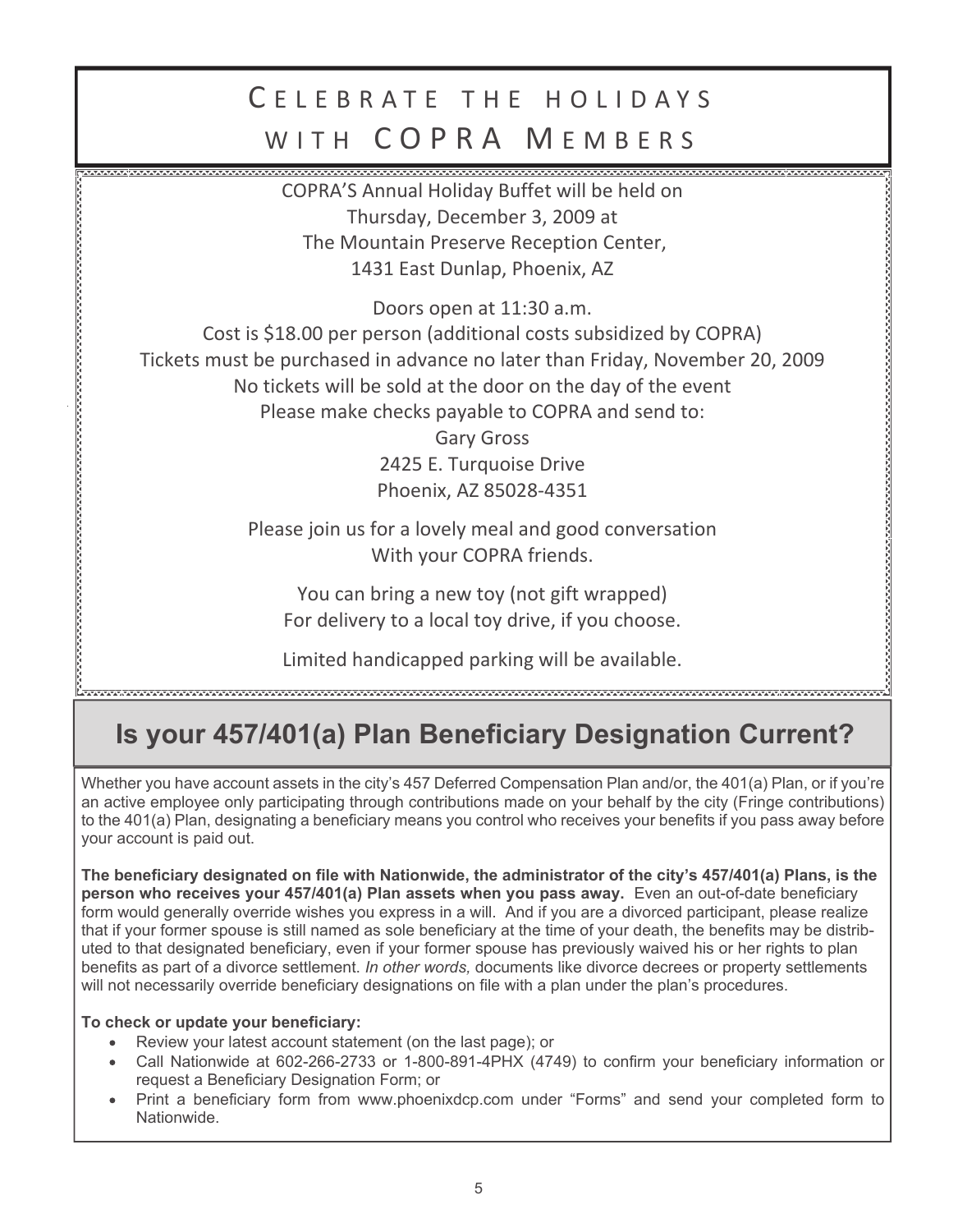# Celebrate the holidays with COPRA Members

COPRA'S Annual Holiday Buffet will be held on
Thursday, December 3, 2009 at
The Mountain Preserve Reception Center,
1431 East Dunlap, Phoenix, AZ

Doors open at 11:30 a.m.
Cost is $18.00 per person (additional costs subsidized by COPRA)
Tickets must be purchased in advance no later than Friday, November 20, 2009
No tickets will be sold at the door on the day of the event
Please make checks payable to COPRA and send to:
Gary Gross
2425 E. Turquoise Drive
Phoenix, AZ 85028-4351

Please join us for a lovely meal and good conversation
With your COPRA friends.

You can bring a new toy (not gift wrapped)
For delivery to a local toy drive, if you choose.

Limited handicapped parking will be available.

## Is your 457/401(a) Plan Beneficiary Designation Current?

Whether you have account assets in the city's 457 Deferred Compensation Plan and/or, the 401(a) Plan, or if you're an active employee only participating through contributions made on your behalf by the city (Fringe contributions) to the 401(a) Plan, designating a beneficiary means you control who receives your benefits if you pass away before your account is paid out.

**The beneficiary designated on file with Nationwide, the administrator of the city's 457/401(a) Plans, is the person who receives your 457/401(a) Plan assets when you pass away.** Even an out-of-date beneficiary form would generally override wishes you express in a will. And if you are a divorced participant, please realize that if your former spouse is still named as sole beneficiary at the time of your death, the benefits may be distributed to that designated beneficiary, even if your former spouse has previously waived his or her rights to plan benefits as part of a divorce settlement. *In other words,* documents like divorce decrees or property settlements will not necessarily override beneficiary designations on file with a plan under the plan's procedures.

**To check or update your beneficiary:**

- Review your latest account statement (on the last page); or
- Call Nationwide at 602-266-2733 or 1-800-891-4PHX (4749) to confirm your beneficiary information or request a Beneficiary Designation Form; or
- Print a beneficiary form from www.phoenixdcp.com under "Forms" and send your completed form to Nationwide.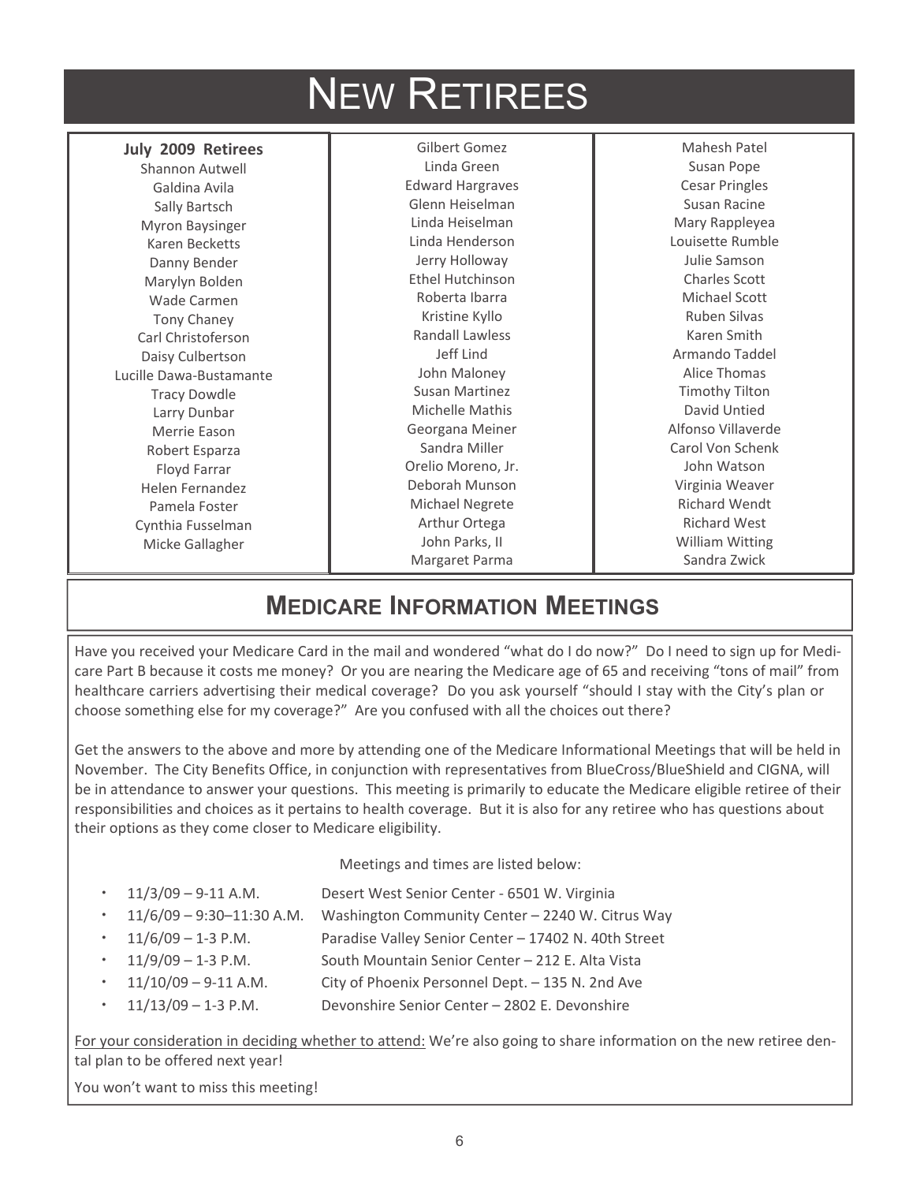# NEW RETIREES

**July 2009 Retirees**

Shannon Autwell
Galdina Avila
Sally Bartsch
Myron Baysinger
Karen Becketts
Danny Bender
Marylyn Bolden
Wade Carmen
Tony Chaney
Carl Christoferson
Daisy Culbertson
Lucille Dawa-Bustamante
Tracy Dowdle
Larry Dunbar
Merrie Eason
Robert Esparza
Floyd Farrar
Helen Fernandez
Pamela Foster
Cynthia Fusselman
Micke Gallagher
Gilbert Gomez
Linda Green
Edward Hargraves
Glenn Heiselman
Linda Heiselman
Linda Henderson
Jerry Holloway
Ethel Hutchinson
Roberta Ibarra
Kristine Kyllo
Randall Lawless
Jeff Lind
John Maloney
Susan Martinez
Michelle Mathis
Georgana Meiner
Sandra Miller
Orelio Moreno, Jr.
Deborah Munson
Michael Negrete
Arthur Ortega
John Parks, II
Margaret Parma
Mahesh Patel
Susan Pope
Cesar Pringles
Susan Racine
Mary Rappleyea
Louisette Rumble
Julie Samson
Charles Scott
Michael Scott
Ruben Silvas
Karen Smith
Armando Taddel
Alice Thomas
Timothy Tilton
David Untied
Alfonso Villaverde
Carol Von Schenk
John Watson
Virginia Weaver
Richard Wendt
Richard West
William Witting
Sandra Zwick

## MEDICARE INFORMATION MEETINGS

Have you received your Medicare Card in the mail and wondered "what do I do now?" Do I need to sign up for Medicare Part B because it costs me money? Or you are nearing the Medicare age of 65 and receiving "tons of mail" from healthcare carriers advertising their medical coverage? Do you ask yourself "should I stay with the City's plan or choose something else for my coverage?" Are you confused with all the choices out there?

Get the answers to the above and more by attending one of the Medicare Informational Meetings that will be held in November. The City Benefits Office, in conjunction with representatives from BlueCross/BlueShield and CIGNA, will be in attendance to answer your questions. This meeting is primarily to educate the Medicare eligible retiree of their responsibilities and choices as it pertains to health coverage. But it is also for any retiree who has questions about their options as they come closer to Medicare eligibility.

Meetings and times are listed below:

- 11/3/09 – 9-11 A.M. Desert West Senior Center - 6501 W. Virginia
- 11/6/09 – 9:30–11:30 A.M. Washington Community Center – 2240 W. Citrus Way
- 11/6/09 – 1-3 P.M. Paradise Valley Senior Center – 17402 N. 40th Street
- 11/9/09 – 1-3 P.M. South Mountain Senior Center – 212 E. Alta Vista
- 11/10/09 – 9-11 A.M. City of Phoenix Personnel Dept. – 135 N. 2nd Ave
- 11/13/09 – 1-3 P.M. Devonshire Senior Center – 2802 E. Devonshire

<u>For your consideration in deciding whether to attend:</u> We're also going to share information on the new retiree dental plan to be offered next year!

You won't want to miss this meeting!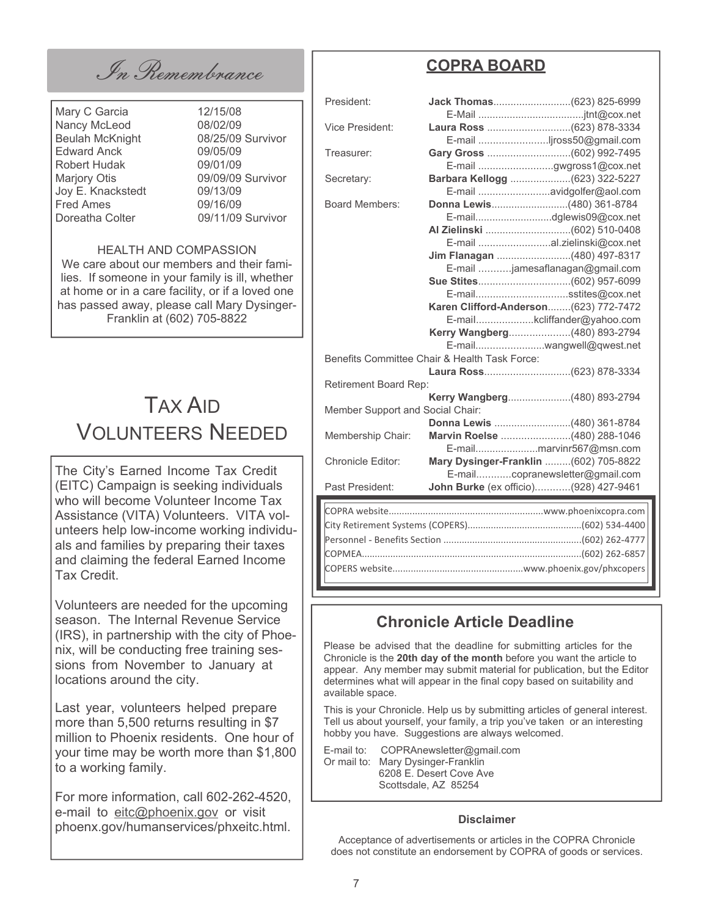## *In Remembrance*

| | |
|---|---|
| Mary C Garcia | 12/15/08 |
| Nancy McLeod | 08/02/09 |
| Beulah McKnight | 08/25/09 Survivor |
| Edward Anck | 09/05/09 |
| Robert Hudak | 09/01/09 |
| Marjory Otis | 09/09/09 Survivor |
| Joy E. Knackstedt | 09/13/09 |
| Fred Ames | 09/16/09 |
| Doreatha Colter | 09/11/09 Survivor |

HEALTH AND COMPASSION

We care about our members and their families. If someone in your family is ill, whether at home or in a care facility, or if a loved one has passed away, please call Mary Dysinger-Franklin at (602) 705-8822

# Tax Aid Volunteers Needed

The City's Earned Income Tax Credit (EITC) Campaign is seeking individuals who will become Volunteer Income Tax Assistance (VITA) Volunteers. VITA volunteers help low-income working individuals and families by preparing their taxes and claiming the federal Earned Income Tax Credit.

Volunteers are needed for the upcoming season. The Internal Revenue Service (IRS), in partnership with the city of Phoenix, will be conducting free training sessions from November to January at locations around the city.

Last year, volunteers helped prepare more than 5,500 returns resulting in $7 million to Phoenix residents. One hour of your time may be worth more than $1,800 to a working family.

For more information, call 602-262-4520, e-mail to eitc@phoenix.gov or visit phoenx.gov/humanservices/phxeitc.html.

## COPRA BOARD

| | | |
|---|---|---|
| President: | **Jack Thomas** | (623) 825-6999 |
| | E-Mail | jtnt@cox.net |
| Vice President: | **Laura Ross** | (623) 878-3334 |
| | E-mail | ljross50@gmail.com |
| Treasurer: | **Gary Gross** | (602) 992-7495 |
| | E-mail | gwgross1@cox.net |
| Secretary: | **Barbara Kellogg** | (623) 322-5227 |
| | E-mail | avidgolfer@aol.com |
| Board Members: | **Donna Lewis** | (480) 361-8784 |
| | E-mail | dglewis09@cox.net |
| | **Al Zielinski** | (602) 510-0408 |
| | E-mail | al.zielinski@cox.net |
| | **Jim Flanagan** | (480) 497-8317 |
| | E-mail | jamesaflanagan@gmail.com |
| | **Sue Stites** | (602) 957-6099 |
| | E-mail | sstites@cox.net |
| | **Karen Clifford-Anderson** | (623) 772-7472 |
| | E-mail | kcliffander@yahoo.com |
| | **Kerry Wangberg** | (480) 893-2794 |
| | E-mail | wangwell@qwest.net |
| Benefits Committee Chair & Health Task Force: | | |
| | **Laura Ross** | (623) 878-3334 |
| Retirement Board Rep: | | |
| | **Kerry Wangberg** | (480) 893-2794 |
| Member Support and Social Chair: | | |
| | **Donna Lewis** | (480) 361-8784 |
| Membership Chair: | **Marvin Roelse** | (480) 288-1046 |
| | E-mail | marvinr567@msn.com |
| Chronicle Editor: | **Mary Dysinger-Franklin** | (602) 705-8822 |
| | E-mail | copranewsletter@gmail.com |
| Past President: | **John Burke** (ex officio) | (928) 427-9461 |

| | |
|---|---|
| COPRA website | www.phoenixcopra.com |
| City Retirement Systems (COPERS) | (602) 534-4400 |
| Personnel - Benefits Section | (602) 262-4777 |
| COPMEA | (602) 262-6857 |
| COPERS website | www.phoenix.gov/phxcopers |

## Chronicle Article Deadline

Please be advised that the deadline for submitting articles for the Chronicle is the **20th day of the month** before you want the article to appear. Any member may submit material for publication, but the Editor determines what will appear in the final copy based on suitability and available space.

This is your Chronicle. Help us by submitting articles of general interest. Tell us about yourself, your family, a trip you've taken or an interesting hobby you have. Suggestions are always welcomed.

E-mail to: COPRAnewsletter@gmail.com
Or mail to: Mary Dysinger-Franklin
6208 E. Desert Cove Ave
Scottsdale, AZ 85254

**Disclaimer**

Acceptance of advertisements or articles in the COPRA Chronicle does not constitute an endorsement by COPRA of goods or services.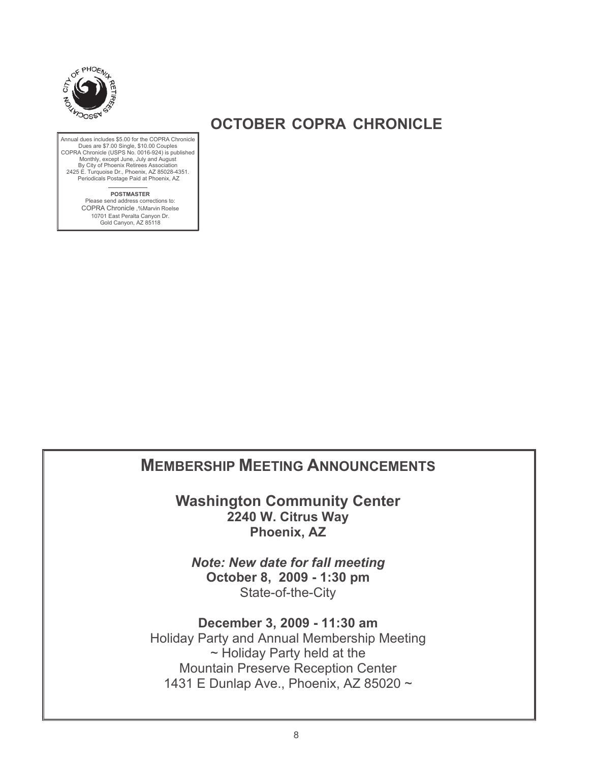# OCTOBER COPRA CHRONICLE

Annual dues includes $5.00 for the COPRA Chronicle
Dues are $7.00 Single, $10.00 Couples
COPRA Chronicle (USPS No. 0016-924) is published
Monthly, except June, July and August
By City of Phoenix Retirees Association
2425 E. Turquoise Dr., Phoenix, AZ 85028-4351.
Periodicals Postage Paid at Phoenix, AZ

**POSTMASTER**
Please send address corrections to:
COPRA Chronicle ,%Marvin Roelse
10701 East Peralta Canyon Dr.
Gold Canyon, AZ 85118

## MEMBERSHIP MEETING ANNOUNCEMENTS

**Washington Community Center**
**2240 W. Citrus Way**
**Phoenix, AZ**

***Note: New date for fall meeting***
**October 8, 2009 - 1:30 pm**
State-of-the-City

**December 3, 2009 - 11:30 am**
Holiday Party and Annual Membership Meeting
~ Holiday Party held at the
Mountain Preserve Reception Center
1431 E Dunlap Ave., Phoenix, AZ 85020 ~